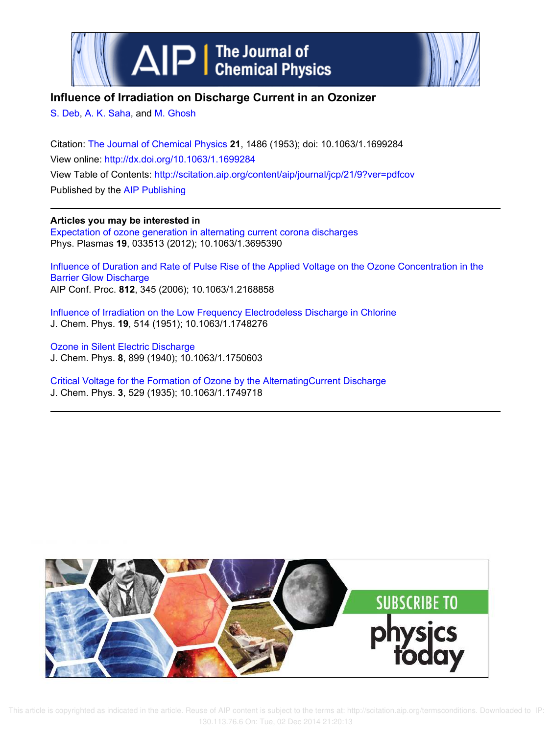# Influence of Irradiation on Discharge Current in an Ozonizer

S. Deb, A. K. Saha, and M. Ghosh

Citation: The Journal of Chemical Physics **21**, 1486 (1953); doi: 10.1063/1.1699284

View online: http://dx.doi.org/10.1063/1.1699284

View Table of Contents: http://scitation.aip.org/content/aip/journal/jcp/21/9?ver=pdfcov

Published by the AIP Publishing

**Articles you may be interested in**

Expectation of ozone generation in alternating current corona discharges
Phys. Plasmas **19**, 033513 (2012); 10.1063/1.3695390

Influence of Duration and Rate of Pulse Rise of the Applied Voltage on the Ozone Concentration in the Barrier Glow Discharge
AIP Conf. Proc. **812**, 345 (2006); 10.1063/1.2168858

Influence of Irradiation on the Low Frequency Electrodeless Discharge in Chlorine
J. Chem. Phys. **19**, 514 (1951); 10.1063/1.1748276

Ozone in Silent Electric Discharge
J. Chem. Phys. **8**, 899 (1940); 10.1063/1.1750603

Critical Voltage for the Formation of Ozone by the AlternatingCurrent Discharge
J. Chem. Phys. **3**, 529 (1935); 10.1063/1.1749718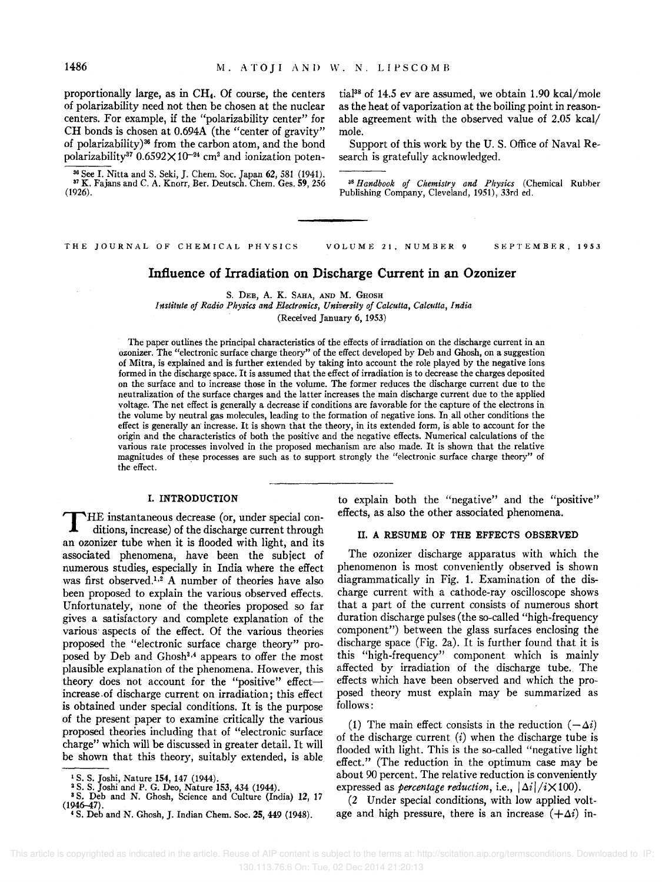proportionally large, as in $CH_4$. Of course, the centers of polarizability need not then be chosen at the nuclear centers. For example, if the "polarizability center" for CH bonds is chosen at 0.694A (the "center of gravity" of polarizability)[36] from the carbon atom, and the bond polarizability[37] $0.6592\times10^{-24}$ cm$^3$ and ionization potential[38] of 14.5 ev are assumed, we obtain 1.90 kcal/mole as the heat of vaporization at the boiling point in reasonable agreement with the observed value of 2.05 kcal/mole.

Support of this work by the U. S. Office of Naval Research is gratefully acknowledged.

[36] See I. Nitta and S. Seki, J. Chem. Soc. Japan 62, 581 (1941).
[37] K. Fajans and C. A. Knorr, Ber. Deutsch. Chem. Ges. 59, 256 (1926).
[38] *Handbook of Chemistry and Physics* (Chemical Rubber Publishing Company, Cleveland, 1951), 33rd ed.

---

THE JOURNAL OF CHEMICAL PHYSICS VOLUME 21, NUMBER 9 SEPTEMBER, 1953

# Influence of Irradiation on Discharge Current in an Ozonizer

S. Deb, A. K. Saha, and M. Ghosh

*Institute of Radio Physics and Electronics, University of Calcutta, Calcutta, India*

(Received January 6, 1953)

The paper outlines the principal characteristics of the effects of irradiation on the discharge current in an ozonizer. The "electronic surface charge theory" of the effect developed by Deb and Ghosh, on a suggestion of Mitra, is explained and is further extended by taking into account the role played by the negative ions formed in the discharge space. It is assumed that the effect of irradiation is to decrease the charges deposited on the surface and to increase those in the volume. The former reduces the discharge current due to the neutralization of the surface charges and the latter increases the main discharge current due to the applied voltage. The net effect is generally a decrease if conditions are favorable for the capture of the electrons in the volume by neutral gas molecules, leading to the formation of negative ions. In all other conditions the effect is generally an increase. It is shown that the theory, in its extended form, is able to account for the origin and the characteristics of both the positive and the negative effects. Numerical calculations of the various rate processes involved in the proposed mechanism are also made. It is shown that the relative magnitudes of these processes are such as to support strongly the "electronic surface charge theory" of the effect.

## I. INTRODUCTION

The instantaneous decrease (or, under special conditions, increase) of the discharge current through an ozonizer tube when it is flooded with light, and its associated phenomena, have been the subject of numerous studies, especially in India where the effect was first observed.[1,2] A number of theories have also been proposed to explain the various observed effects. Unfortunately, none of the theories proposed so far gives a satisfactory and complete explanation of the various aspects of the effect. Of the various theories proposed the "electronic surface charge theory" proposed by Deb and Ghosh[3,4] appears to offer the most plausible explanation of the phenomena. However, this theory does not account for the "positive" effect—increase of discharge current on irradiation; this effect is obtained under special conditions. It is the purpose of the present paper to examine critically the various proposed theories including that of "electronic surface charge" which will be discussed in greater detail. It will be shown that this theory, suitably extended, is able to explain both the "negative" and the "positive" effects, as also the other associated phenomena.

## II. A RESUME OF THE EFFECTS OBSERVED

The ozonizer discharge apparatus with which the phenomenon is most conveniently observed is shown diagrammatically in Fig. 1. Examination of the discharge current with a cathode-ray oscilloscope shows that a part of the current consists of numerous short duration discharge pulses (the so-called "high-frequency component") between the glass surfaces enclosing the discharge space (Fig. 2a). It is further found that it is this "high-frequency" component which is mainly affected by irradiation of the discharge tube. The effects which have been observed and which the proposed theory must explain may be summarized as follows:

(1) The main effect consists in the reduction ($-\Delta i$) of the discharge current ($i$) when the discharge tube is flooded with light. This is the so-called "negative light effect." (The reduction in the optimum case may be about 90 percent. The relative reduction is conveniently expressed as *percentage reduction*, i.e., $|\Delta i|/i\times100$).

(2 Under special conditions, with low applied voltage and high pressure, there is an increase ($+\Delta i$) in-

[1] S. S. Joshi, Nature 154, 147 (1944).
[2] S. S. Joshi and P. G. Deo, Nature 153, 434 (1944).
[3] S. Deb and N. Ghosh, Science and Culture (India) 12, 17 (1946–47).
[4] S. Deb and N. Ghosh, J. Indian Chem. Soc. 25, 449 (1948).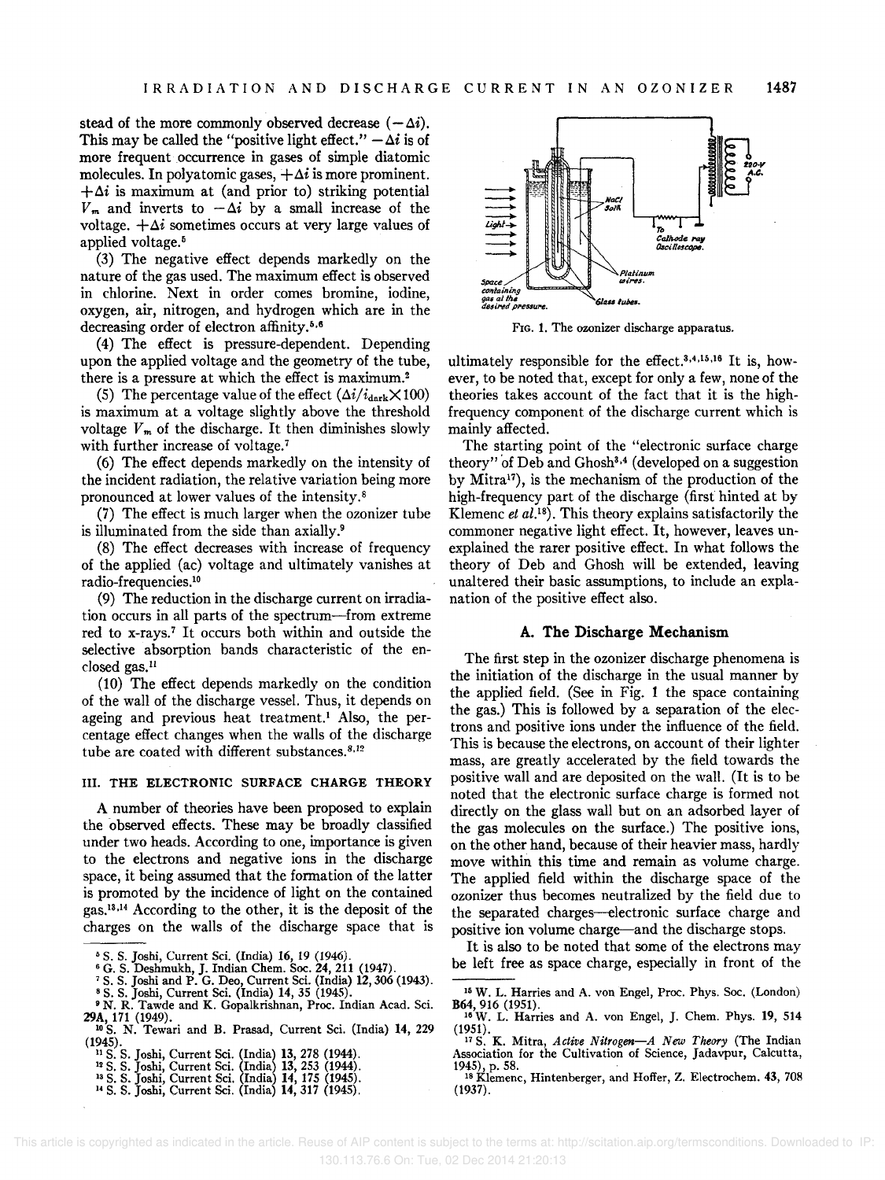stead of the more commonly observed decrease ($-\Delta i$). This may be called the "positive light effect." $-\Delta i$ is of more frequent occurrence in gases of simple diatomic molecules. In polyatomic gases, $+\Delta i$ is more prominent. $+\Delta i$ is maximum at (and prior to) striking potential $V_m$ and inverts to $-\Delta i$ by a small increase of the voltage. $+\Delta i$ sometimes occurs at very large values of applied voltage.[5]

(3) The negative effect depends markedly on the nature of the gas used. The maximum effect is observed in chlorine. Next in order comes bromine, iodine, oxygen, air, nitrogen, and hydrogen which are in the decreasing order of electron affinity.[5,6]

(4) The effect is pressure-dependent. Depending upon the applied voltage and the geometry of the tube, there is a pressure at which the effect is maximum.[2]

(5) The percentage value of the effect ($\Delta i/i_{\mathrm{dark}}\times 100$) is maximum at a voltage slightly above the threshold voltage $V_m$ of the discharge. It then diminishes slowly with further increase of voltage.[7]

(6) The effect depends markedly on the intensity of the incident radiation, the relative variation being more pronounced at lower values of the intensity.[8]

(7) The effect is much larger when the ozonizer tube is illuminated from the side than axially.[9]

(8) The effect decreases with increase of frequency of the applied (ac) voltage and ultimately vanishes at radio-frequencies.[10]

(9) The reduction in the discharge current on irradiation occurs in all parts of the spectrum—from extreme red to x-rays.[7] It occurs both within and outside the selective absorption bands characteristic of the enclosed gas.[11]

(10) The effect depends markedly on the condition of the wall of the discharge vessel. Thus, it depends on ageing and previous heat treatment.[1] Also, the percentage effect changes when the walls of the discharge tube are coated with different substances.[8,12]

## III. THE ELECTRONIC SURFACE CHARGE THEORY

A number of theories have been proposed to explain the observed effects. These may be broadly classified under two heads. According to one, importance is given to the electrons and negative ions in the discharge space, it being assumed that the formation of the latter is promoted by the incidence of light on the contained gas.[13,14] According to the other, it is the deposit of the charges on the walls of the discharge space that is ultimately responsible for the effect.[3,4,15,16] It is, however, to be noted that, except for only a few, none of the theories takes account of the fact that it is the high-frequency component of the discharge current which is mainly affected.

Light→

NaCl Soln

220-V A.C.

To Cathode ray Oscilloscope.

Platinum wires.

Space containing gas at the desired pressure.

Glass tubes.

FIG. 1. The ozonizer discharge apparatus.

The starting point of the "electronic surface charge theory" of Deb and Ghosh[3,4] (developed on a suggestion by Mitra[17]), is the mechanism of the production of the high-frequency part of the discharge (first hinted at by Klemenc *et al.*[18]). This theory explains satisfactorily the commoner negative light effect. It, however, leaves unexplained the rarer positive effect. In what follows the theory of Deb and Ghosh will be extended, leaving unaltered their basic assumptions, to include an explanation of the positive effect also.

### A. The Discharge Mechanism

The first step in the ozonizer discharge phenomena is the initiation of the discharge in the usual manner by the applied field. (See in Fig. 1 the space containing the gas.) This is followed by a separation of the electrons and positive ions under the influence of the field. This is because the electrons, on account of their lighter mass, are greatly accelerated by the field towards the positive wall and are deposited on the wall. (It is to be noted that the electronic surface charge is formed not directly on the glass wall but on an adsorbed layer of the gas molecules on the surface.) The positive ions, on the other hand, because of their heavier mass, hardly move within this time and remain as volume charge. The applied field within the discharge space of the ozonizer thus becomes neutralized by the field due to the separated charges—electronic surface charge and positive ion volume charge—and the discharge stops.

It is also to be noted that some of the electrons may be left free as space charge, especially in front of the

---

[5] S. S. Joshi, Current Sci. (India) 16, 19 (1946).
[6] G. S. Deshmukh, J. Indian Chem. Soc. 24, 211 (1947).
[7] S. S. Joshi and P. G. Deo, Current Sci. (India) 12, 306 (1943).
[8] S. S. Joshi, Current Sci. (India) 14, 35 (1945).
[9] N. R. Tawde and K. Gopalkrishnan, Proc. Indian Acad. Sci. 29A, 171 (1949).
[10] S. N. Tewari and B. Prasad, Current Sci. (India) 14, 229 (1945).
[11] S. S. Joshi, Current Sci. (India) 13, 278 (1944).
[12] S. S. Joshi, Current Sci. (India) 13, 253 (1944).
[13] S. S. Joshi, Current Sci. (India) 14, 175 (1945).
[14] S. S. Joshi, Current Sci. (India) 14, 317 (1945).
[15] W. L. Harries and A. von Engel, Proc. Phys. Soc. (London) B64, 916 (1951).
[16] W. L. Harries and A. von Engel, J. Chem. Phys. 19, 514 (1951).
[17] S. K. Mitra, *Active Nitrogen—A New Theory* (The Indian Association for the Cultivation of Science, Jadavpur, Calcutta, 1945), p. 58.
[18] Klemenc, Hintenberger, and Hoffer, Z. Electrochem. 43, 708 (1937).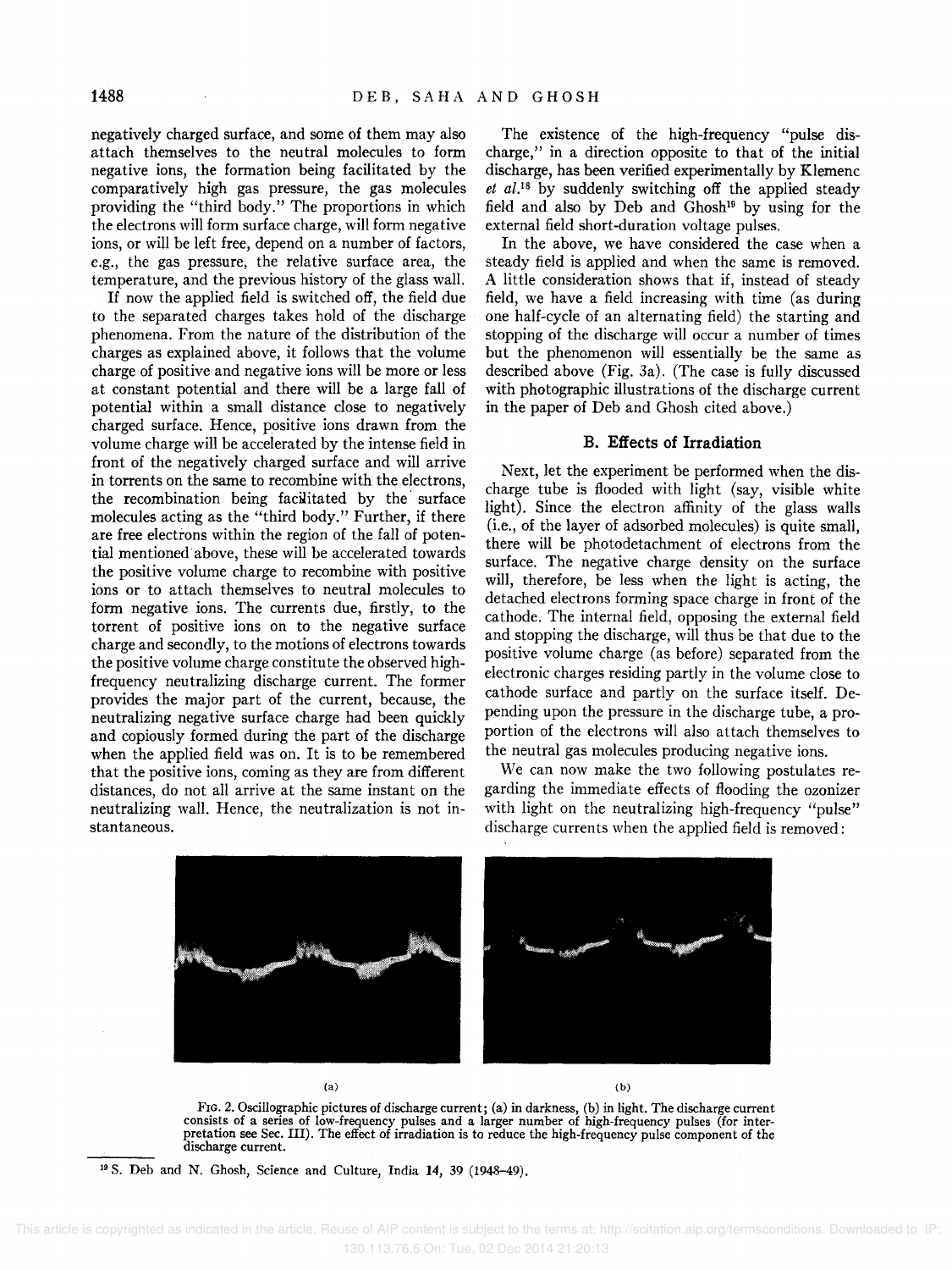negatively charged surface, and some of them may also attach themselves to the neutral molecules to form negative ions, the formation being facilitated by the comparatively high gas pressure, the gas molecules providing the "third body." The proportions in which the electrons will form surface charge, will form negative ions, or will be left free, depend on a number of factors, e.g., the gas pressure, the relative surface area, the temperature, and the previous history of the glass wall.

If now the applied field is switched off, the field due to the separated charges takes hold of the discharge phenomena. From the nature of the distribution of the charges as explained above, it follows that the volume charge of positive and negative ions will be more or less at constant potential and there will be a large fall of potential within a small distance close to negatively charged surface. Hence, positive ions drawn from the volume charge will be accelerated by the intense field in front of the negatively charged surface and will arrive in torrents on the same to recombine with the electrons, the recombination being facilitated by the surface molecules acting as the "third body." Further, if there are free electrons within the region of the fall of potential mentioned above, these will be accelerated towards the positive volume charge to recombine with positive ions or to attach themselves to neutral molecules to form negative ions. The currents due, firstly, to the torrent of positive ions on to the negative surface charge and secondly, to the motions of electrons towards the positive volume charge constitute the observed high-frequency neutralizing discharge current. The former provides the major part of the current, because, the neutralizing negative surface charge had been quickly and copiously formed during the part of the discharge when the applied field was on. It is to be remembered that the positive ions, coming as they are from different distances, do not all arrive at the same instant on the neutralizing wall. Hence, the neutralization is not instantaneous.

The existence of the high-frequency "pulse discharge," in a direction opposite to that of the initial discharge, has been verified experimentally by Klemenc *et al.*[18] by suddenly switching off the applied steady field and also by Deb and Ghosh[19] by using for the external field short-duration voltage pulses.

In the above, we have considered the case when a steady field is applied and when the same is removed. A little consideration shows that if, instead of steady field, we have a field increasing with time (as during one half-cycle of an alternating field) the starting and stopping of the discharge will occur a number of times but the phenomenon will essentially be the same as described above (Fig. 3a). (The case is fully discussed with photographic illustrations of the discharge current in the paper of Deb and Ghosh cited above.)

### B. Effects of Irradiation

Next, let the experiment be performed when the discharge tube is flooded with light (say, visible white light). Since the electron affinity of the glass walls (i.e., of the layer of adsorbed molecules) is quite small, there will be photodetachment of electrons from the surface. The negative charge density on the surface will, therefore, be less when the light is acting, the detached electrons forming space charge in front of the cathode. The internal field, opposing the external field and stopping the discharge, will thus be that due to the positive volume charge (as before) separated from the electronic charges residing partly in the volume close to cathode surface and partly on the surface itself. Depending upon the pressure in the discharge tube, a proportion of the electrons will also attach themselves to the neutral gas molecules producing negative ions.

We can now make the two following postulates regarding the immediate effects of flooding the ozonizer with light on the neutralizing high-frequency "pulse" discharge currents when the applied field is removed:

(a) (b)

FIG. 2. Oscillographic pictures of discharge current; (a) in darkness, (b) in light. The discharge current consists of a series of low-frequency pulses and a larger number of high-frequency pulses (for interpretation see Sec. III). The effect of irradiation is to reduce the high-frequency pulse component of the discharge current.

[19] S. Deb and N. Ghosh, Science and Culture, India 14, 39 (1948–49).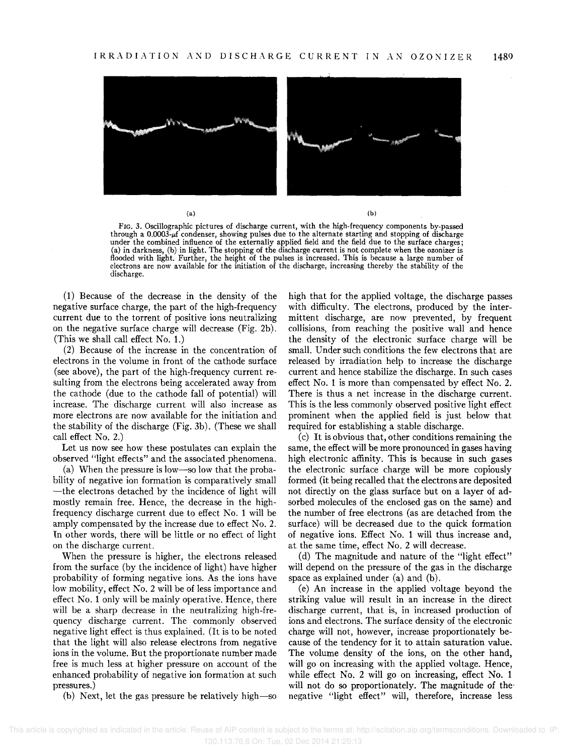(a) (b)

FIG. 3. Oscillographic pictures of discharge current, with the high-frequency components by-passed through a 0.0003-$\mu$f condenser, showing pulses due to the alternate starting and stopping of discharge under the combined influence of the externally applied field and the field due to the surface charges; (a) in darkness, (b) in light. The stopping of the discharge current is not complete when the ozonizer is flooded with light. Further, the height of the pulses is increased. This is because a large number of electrons are now available for the initiation of the discharge, increasing thereby the stability of the discharge.

(1) Because of the decrease in the density of the negative surface charge, the part of the high-frequency current due to the torrent of positive ions neutralizing on the negative surface charge will decrease (Fig. 2b). (This we shall call effect No. 1.)

(2) Because of the increase in the concentration of electrons in the volume in front of the cathode surface (see above), the part of the high-frequency current resulting from the electrons being accelerated away from the cathode (due to the cathode fall of potential) will increase. The discharge current will also increase as more electrons are now available for the initiation and the stability of the discharge (Fig. 3b). (These we shall call effect No. 2.)

Let us now see how these postulates can explain the observed "light effects" and the associated phenomena.

(a) When the pressure is low—so low that the probability of negative ion formation is comparatively small—the electrons detached by the incidence of light will mostly remain free. Hence, the decrease in the high-frequency discharge current due to effect No. 1 will be amply compensated by the increase due to effect No. 2. In other words, there will be little or no effect of light on the discharge current.

When the pressure is higher, the electrons released from the surface (by the incidence of light) have higher probability of forming negative ions. As the ions have low mobility, effect No. 2 will be of less importance and effect No. 1 only will be mainly operative. Hence, there will be a sharp decrease in the neutralizing high-frequency discharge current. The commonly observed negative light effect is thus explained. (It is to be noted that the light will also release electrons from negative ions in the volume. But the proportionate number made free is much less at higher pressure on account of the enhanced probability of negative ion formation at such pressures.)

(b) Next, let the gas pressure be relatively high—so high that for the applied voltage, the discharge passes with difficulty. The electrons, produced by the intermittent discharge, are now prevented, by frequent collisions, from reaching the positive wall and hence the density of the electronic surface charge will be small. Under such conditions the few electrons that are released by irradiation help to increase the discharge current and hence stabilize the discharge. In such cases effect No. 1 is more than compensated by effect No. 2. There is thus a net increase in the discharge current. This is the less commonly observed positive light effect prominent when the applied field is just below that required for establishing a stable discharge.

(c) It is obvious that, other conditions remaining the same, the effect will be more pronounced in gases having high electronic affinity. This is because in such gases the electronic surface charge will be more copiously formed (it being recalled that the electrons are deposited not directly on the glass surface but on a layer of adsorbed molecules of the enclosed gas on the same) and the number of free electrons (as are detached from the surface) will be decreased due to the quick formation of negative ions. Effect No. 1 will thus increase and, at the same time, effect No. 2 will decrease.

(d) The magnitude and nature of the "light effect" will depend on the pressure of the gas in the discharge space as explained under (a) and (b).

(e) An increase in the applied voltage beyond the striking value will result in an increase in the direct discharge current, that is, in increased production of ions and electrons. The surface density of the electronic charge will not, however, increase proportionately because of the tendency for it to attain saturation value. The volume density of the ions, on the other hand, will go on increasing with the applied voltage. Hence, while effect No. 2 will go on increasing, effect No. 1 will not do so proportionately. The magnitude of the negative "light effect" will, therefore, increase less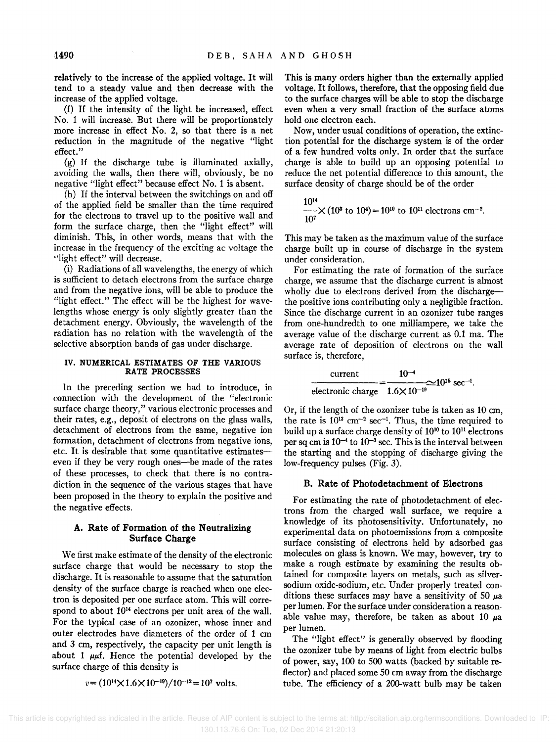relatively to the increase of the applied voltage. It will tend to a steady value and then decrease with the increase of the applied voltage.

(f) If the intensity of the light be increased, effect No. 1 will increase. But there will be proportionately more increase in effect No. 2, so that there is a net reduction in the magnitude of the negative "light effect."

(g) If the discharge tube is illuminated axially, avoiding the walls, then there will, obviously, be no negative "light effect" because effect No. 1 is absent.

(h) If the interval between the switchings on and off of the applied field be smaller than the time required for the electrons to travel up to the positive wall and form the surface charge, then the "light effect" will diminish. This, in other words, means that with the increase in the frequency of the exciting ac voltage the "light effect" will decrease.

(i) Radiations of all wavelengths, the energy of which is sufficient to detach electrons from the surface charge and from the negative ions, will be able to produce the "light effect." The effect will be the highest for wavelengths whose energy is only slightly greater than the detachment energy. Obviously, the wavelength of the radiation has no relation with the wavelength of the selective absorption bands of gas under discharge.

## IV. NUMERICAL ESTIMATES OF THE VARIOUS RATE PROCESSES

In the preceding section we had to introduce, in connection with the development of the "electronic surface charge theory," various electronic processes and their rates, e.g., deposit of electrons on the glass walls, detachment of electrons from the same, negative ion formation, detachment of electrons from negative ions, etc. It is desirable that some quantitative estimates—even if they be very rough ones—be made of the rates of these processes, to check that there is no contradiction in the sequence of the various stages that have been proposed in the theory to explain the positive and the negative effects.

### A. Rate of Formation of the Neutralizing Surface Charge

We first make estimate of the density of the electronic surface charge that would be necessary to stop the discharge. It is reasonable to assume that the saturation density of the surface charge is reached when one electron is deposited per one surface atom. This will correspond to about $10^{14}$ electrons per unit area of the wall. For the typical case of an ozonizer, whose inner and outer electrodes have diameters of the order of 1 cm and 3 cm, respectively, the capacity per unit length is about 1 $\mu\mu$f. Hence the potential developed by the surface charge of this density is

$$v = (10^{14}\times 1.6\times 10^{-19})/10^{-12} = 10^{7} \text{ volts.}$$

This is many orders higher than the externally applied voltage. It follows, therefore, that the opposing field due to the surface charges will be able to stop the discharge even when a very small fraction of the surface atoms hold one electron each.

Now, under usual conditions of operation, the extinction potential for the discharge system is of the order of a few hundred volts only. In order that the surface charge is able to build up an opposing potential to reduce the net potential difference to this amount, the surface density of charge should be of the order

$$\frac{10^{14}}{10^{7}}\times(10^{3} \text{ to } 10^{4}) = 10^{10} \text{ to } 10^{11} \text{ electrons cm}^{-2}.$$

This may be taken as the maximum value of the surface charge built up in course of discharge in the system under consideration.

For estimating the rate of formation of the surface charge, we assume that the discharge current is almost wholly due to electrons derived from the discharge—the positive ions contributing only a negligible fraction. Since the discharge current in an ozonizer tube ranges from one-hundredth to one milliampere, we take the average value of the discharge current as 0.1 ma. The average rate of deposition of electrons on the wall surface is, therefore,

$$\frac{\text{current}}{\text{electronic charge}} = \frac{10^{-4}}{1.6\times 10^{-19}} \simeq 10^{15} \text{ sec}^{-1}.$$

Or, if the length of the ozonizer tube is taken as 10 cm, the rate is $10^{13}$ cm$^{-2}$ sec$^{-1}$. Thus, the time required to build up a surface charge density of $10^{10}$ to $10^{11}$ electrons per sq cm is $10^{-4}$ to $10^{-3}$ sec. This is the interval between the starting and the stopping of discharge giving the low-frequency pulses (Fig. 3).

### B. Rate of Photodetachment of Electrons

For estimating the rate of photodetachment of electrons from the charged wall surface, we require a knowledge of its photosensitivity. Unfortunately, no experimental data on photoemissions from a composite surface consisting of electrons held by adsorbed gas molecules on glass is known. We may, however, try to make a rough estimate by examining the results obtained for composite layers on metals, such as silver-sodium oxide-sodium, etc. Under properly treated conditions these surfaces may have a sensitivity of 50 $\mu$a per lumen. For the surface under consideration a reasonable value may, therefore, be taken as about 10 $\mu$a per lumen.

The "light effect" is generally observed by flooding the ozonizer tube by means of light from electric bulbs of power, say, 100 to 500 watts (backed by suitable reflector) and placed some 50 cm away from the discharge tube. The efficiency of a 200-watt bulb may be taken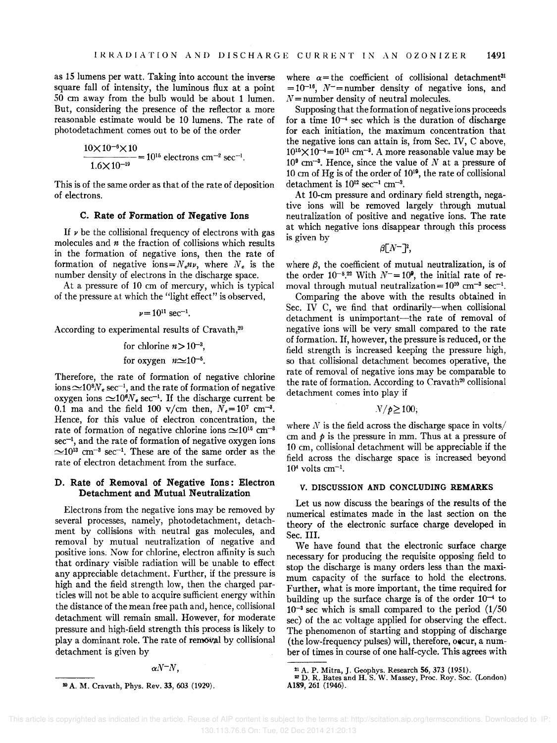as 15 lumens per watt. Taking into account the inverse square fall of intensity, the luminous flux at a point 50 cm away from the bulb would be about 1 lumen. But, considering the presence of the reflector a more reasonable estimate would be 10 lumens. The rate of photodetachment comes out to be of the order

$$\frac{10\times10^{-6}\times10}{1.6\times10^{-19}}=10^{15}\text{ electrons cm}^{-2}\text{ sec}^{-1}.$$

This is of the same order as that of the rate of deposition of electrons.

### C. Rate of Formation of Negative Ions

If $\nu$ be the collisional frequency of electrons with gas molecules and $n$ the fraction of collisions which results in the formation of negative ions, then the rate of formation of negative ions $=N_e n\nu$, where $N_e$ is the number density of electrons in the discharge space.

At a pressure of 10 cm of mercury, which is typical of the pressure at which the "light effect" is observed,

$$\nu=10^{11}\text{ sec}^{-1}.$$

According to experimental results of Cravath,[20]

$$\text{for chlorine } n>10^{-3},$$
$$\text{for oxygen } n\simeq10^{-5}.$$

Therefore, the rate of formation of negative chlorine ions $\simeq10^{8}N_e$ sec$^{-1}$, and the rate of formation of negative oxygen ions $\simeq10^{6}N_e$ sec$^{-1}$. If the discharge current be 0.1 ma and the field 100 v/cm then, $N_e=10^{7}$ cm$^{-3}$. Hence, for this value of electron concentration, the rate of formation of negative chlorine ions $\simeq10^{15}$ cm$^{-3}$ sec$^{-1}$, and the rate of formation of negative oxygen ions $\simeq10^{13}$ cm$^{-3}$ sec$^{-1}$. These are of the same order as the rate of electron detachment from the surface.

### D. Rate of Removal of Negative Ions: Electron Detachment and Mutual Neutralization

Electrons from the negative ions may be removed by several processes, namely, photodetachment, detachment by collisions with neutral gas molecules, and removal by mutual neutralization of negative and positive ions. Now for chlorine, electron affinity is such that ordinary visible radiation will be unable to effect any appreciable detachment. Further, if the pressure is high and the field strength low, then the charged particles will not be able to acquire sufficient energy within the distance of the mean free path and, hence, collisional detachment will remain small. However, for moderate pressure and high-field strength this process is likely to play a dominant role. The rate of removal by collisional detachment is given by

$$\alpha N^{-}N,$$

where $\alpha=$ the coefficient of collisional detachment[21] $=10^{-16}$, $N^{-}=$ number density of negative ions, and $N=$ number density of neutral molecules.

Supposing that the formation of negative ions proceeds for a time $10^{-4}$ sec which is the duration of discharge for each initiation, the maximum concentration that the negative ions can attain is, from Sec. IV, C above, $10^{15}\times10^{-4}=10^{11}$ cm$^{-3}$. A more reasonable value may be $10^{9}$ cm$^{-3}$. Hence, since the value of $N$ at a pressure of 10 cm of Hg is of the order of $10^{19}$, the rate of collisional detachment is $10^{12}$ sec$^{-1}$ cm$^{-3}$.

At 10-cm pressure and ordinary field strength, negative ions will be removed largely through mutual neutralization of positive and negative ions. The rate at which negative ions disappear through this process is given by

$$\beta[N^{-}]^{2},$$

where $\beta$, the coefficient of mutual neutralization, is of the order $10^{-8}$.[22] With $N^{-}=10^{9}$, the initial rate of removal through mutual neutralization $=10^{10}$ cm$^{-3}$ sec$^{-1}$.

Comparing the above with the results obtained in Sec. IV C, we find that ordinarily—when collisional detachment is unimportant—the rate of removal of negative ions will be very small compared to the rate of formation. If, however, the pressure is reduced, or the field strength is increased keeping the pressure high, so that collisional detachment becomes operative, the rate of removal of negative ions may be comparable to the rate of formation. According to Cravath[20] collisional detachment comes into play if

$$X/p\geq100,$$

where $X$ is the field across the discharge space in volts/cm and $p$ is the pressure in mm. Thus at a pressure of 10 cm, collisional detachment will be appreciable if the field across the discharge space is increased beyond $10^{4}$ volts cm$^{-1}$.

## V. DISCUSSION AND CONCLUDING REMARKS

Let us now discuss the bearings of the results of the numerical estimates made in the last section on the theory of the electronic surface charge developed in Sec. III.

We have found that the electronic surface charge necessary for producing the requisite opposing field to stop the discharge is many orders less than the maximum capacity of the surface to hold the electrons. Further, what is more important, the time required for building up the surface charge is of the order $10^{-4}$ to $10^{-3}$ sec which is small compared to the period (1/50 sec) of the ac voltage applied for observing the effect. The phenomenon of starting and stopping of discharge (the low-frequency pulses) will, therefore, occur, a number of times in course of one half-cycle. This agrees with

[20] A. M. Cravath, Phys. Rev. 33, 603 (1929).

[21] A. P. Mitra, J. Geophys. Research 56, 373 (1951).

[22] D. R. Bates and H. S. W. Massey, Proc. Roy. Soc. (London) A189, 261 (1946).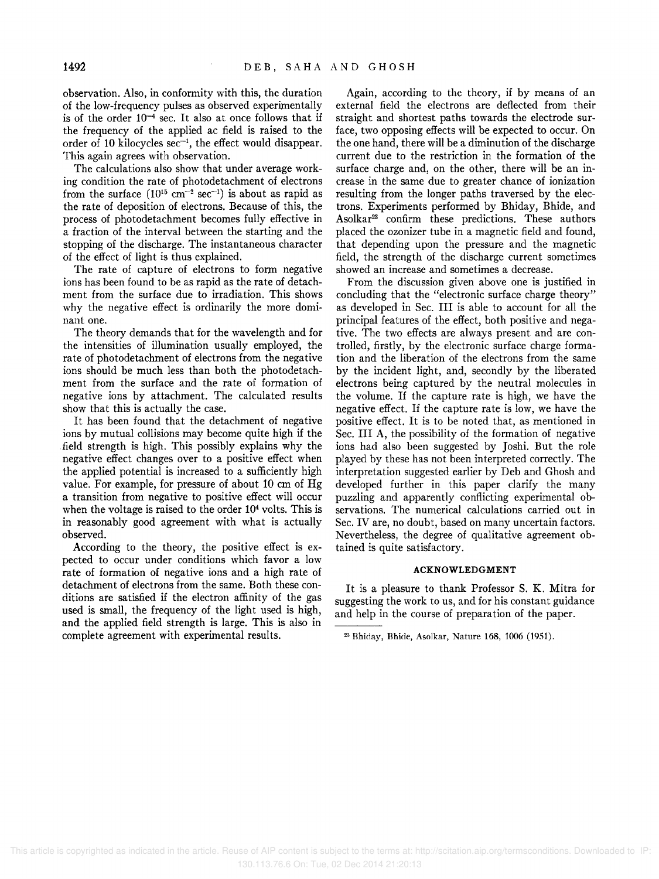observation. Also, in conformity with this, the duration of the low-frequency pulses as observed experimentally is of the order $10^{-4}$ sec. It also at once follows that if the frequency of the applied ac field is raised to the order of 10 kilocycles $sec^{-1}$, the effect would disappear. This again agrees with observation.

The calculations also show that under average working condition the rate of photodetachment of electrons from the surface ($10^{15}$ $cm^{-2}$ $sec^{-1}$) is about as rapid as the rate of deposition of electrons. Because of this, the process of photodetachment becomes fully effective in a fraction of the interval between the starting and the stopping of the discharge. The instantaneous character of the effect of light is thus explained.

The rate of capture of electrons to form negative ions has been found to be as rapid as the rate of detachment from the surface due to irradiation. This shows why the negative effect is ordinarily the more dominant one.

The theory demands that for the wavelength and for the intensities of illumination usually employed, the rate of photodetachment of electrons from the negative ions should be much less than both the photodetachment from the surface and the rate of formation of negative ions by attachment. The calculated results show that this is actually the case.

It has been found that the detachment of negative ions by mutual collisions may become quite high if the field strength is high. This possibly explains why the negative effect changes over to a positive effect when the applied potential is increased to a sufficiently high value. For example, for pressure of about 10 cm of Hg a transition from negative to positive effect will occur when the voltage is raised to the order $10^4$ volts. This is in reasonably good agreement with what is actually observed.

According to the theory, the positive effect is expected to occur under conditions which favor a low rate of formation of negative ions and a high rate of detachment of electrons from the same. Both these conditions are satisfied if the electron affinity of the gas used is small, the frequency of the light used is high, and the applied field strength is large. This is also in complete agreement with experimental results.

Again, according to the theory, if by means of an external field the electrons are deflected from their straight and shortest paths towards the electrode surface, two opposing effects will be expected to occur. On the one hand, there will be a diminution of the discharge current due to the restriction in the formation of the surface charge and, on the other, there will be an increase in the same due to greater chance of ionization resulting from the longer paths traversed by the electrons. Experiments performed by Bhiday, Bhide, and Asolkar[23] confirm these predictions. These authors placed the ozonizer tube in a magnetic field and found, that depending upon the pressure and the magnetic field, the strength of the discharge current sometimes showed an increase and sometimes a decrease.

From the discussion given above one is justified in concluding that the "electronic surface charge theory" as developed in Sec. III is able to account for all the principal features of the effect, both positive and negative. The two effects are always present and are controlled, firstly, by the electronic surface charge formation and the liberation of the electrons from the same by the incident light, and, secondly by the liberated electrons being captured by the neutral molecules in the volume. If the capture rate is high, we have the negative effect. If the capture rate is low, we have the positive effect. It is to be noted that, as mentioned in Sec. III A, the possibility of the formation of negative ions had also been suggested by Joshi. But the role played by these has not been interpreted correctly. The interpretation suggested earlier by Deb and Ghosh and developed further in this paper clarify the many puzzling and apparently conflicting experimental observations. The numerical calculations carried out in Sec. IV are, no doubt, based on many uncertain factors. Nevertheless, the degree of qualitative agreement obtained is quite satisfactory.

## ACKNOWLEDGMENT

It is a pleasure to thank Professor S. K. Mitra for suggesting the work to us, and for his constant guidance and help in the course of preparation of the paper.

[23] Bhiday, Bhide, Asolkar, Nature 168, 1006 (1951).